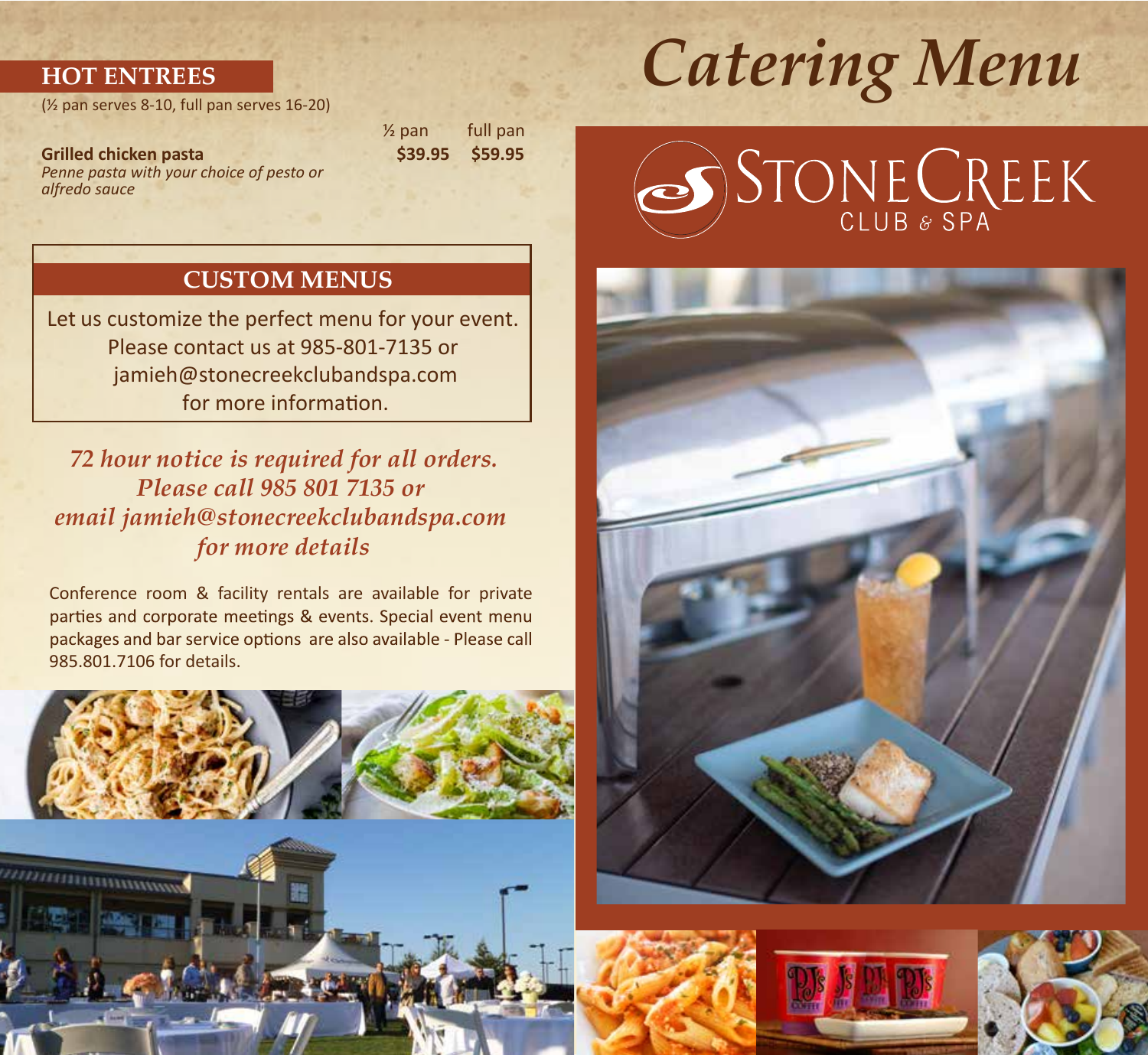# Catering Menu

## STONECREEK CLUB & SPA

## HOT ENTREES

(½ pan serves 8-10, full pan serves 16-20)

| | ½ pan | full pan |
|---|---|---|
| **Grilled chicken pasta**<br>*Penne pasta with your choice of pesto or alfredo sauce* | **$39.95** | **$59.95** |

## CUSTOM MENUS

Let us customize the perfect menu for your event. Please contact us at 985-801-7135 or jamieh@stonecreekclubandspa.com for more information.

*72 hour notice is required for all orders. Please call 985 801 7135 or email jamieh@stonecreekclubandspa.com for more details*

Conference room & facility rentals are available for private parties and corporate meetings & events. Special event menu packages and bar service options are also available - Please call 985.801.7106 for details.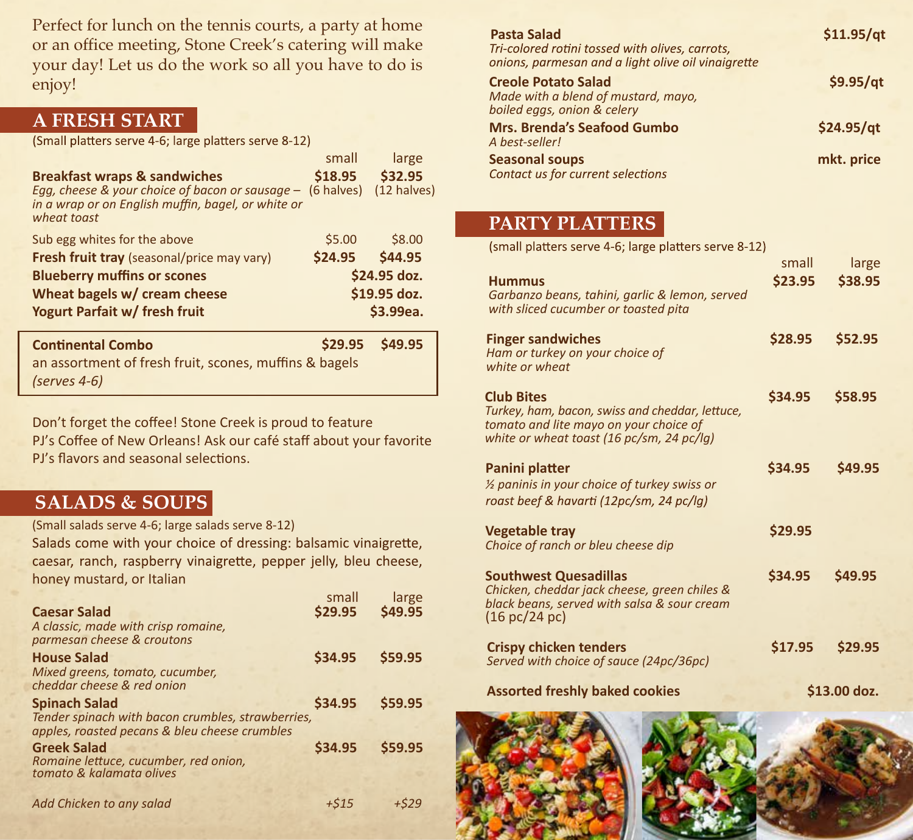Perfect for lunch on the tennis courts, a party at home or an office meeting, Stone Creek's catering will make your day! Let us do the work so all you have to do is enjoy!

## A FRESH START

(Small platters serve 4-6; large platters serve 8-12)

| | small | large |
|---|---|---|
| **Breakfast wraps & sandwiches** *Egg, cheese & your choice of bacon or sausage – in a wrap or on English muffin, bagel, or white or wheat toast* | **$18.95** (6 halves) | **$32.95** (12 halves) |
| Sub egg whites for the above | $5.00 | $8.00 |
| **Fresh fruit tray** (seasonal/price may vary) | **$24.95** | **$44.95** |
| **Blueberry muffins or scones** | | **$24.95 doz.** |
| **Wheat bagels w/ cream cheese** | | **$19.95 doz.** |
| **Yogurt Parfait w/ fresh fruit** | | **$3.99ea.** |

**Continental Combo** **$29.95** **$49.95**
an assortment of fresh fruit, scones, muffins & bagels
*(serves 4-6)*

Don't forget the coffee! Stone Creek is proud to feature PJ's Coffee of New Orleans! Ask our café staff about your favorite PJ's flavors and seasonal selections.

## SALADS & SOUPS

(Small salads serve 4-6; large salads serve 8-12)

Salads come with your choice of dressing: balsamic vinaigrette, caesar, ranch, raspberry vinaigrette, pepper jelly, bleu cheese, honey mustard, or Italian

| | small | large |
|---|---|---|
| **Caesar Salad** *A classic, made with crisp romaine, parmesan cheese & croutons* | **$29.95** | **$49.95** |
| **House Salad** *Mixed greens, tomato, cucumber, cheddar cheese & red onion* | **$34.95** | **$59.95** |
| **Spinach Salad** *Tender spinach with bacon crumbles, strawberries, apples, roasted pecans & bleu cheese crumbles* | **$34.95** | **$59.95** |
| **Greek Salad** *Romaine lettuce, cucumber, red onion, tomato & kalamata olives* | **$34.95** | **$59.95** |
| *Add Chicken to any salad* | *+$15* | *+$29* |

| | |
|---|---|
| **Pasta Salad** *Tri-colored rotini tossed with olives, carrots, onions, parmesan and a light olive oil vinaigrette* | **$11.95/qt** |
| **Creole Potato Salad** *Made with a blend of mustard, mayo, boiled eggs, onion & celery* | **$9.95/qt** |
| **Mrs. Brenda's Seafood Gumbo** *A best-seller!* | **$24.95/qt** |
| **Seasonal soups** *Contact us for current selections* | **mkt. price** |

## PARTY PLATTERS

(small platters serve 4-6; large platters serve 8-12)

| | small | large |
|---|---|---|
| **Hummus** *Garbanzo beans, tahini, garlic & lemon, served with sliced cucumber or toasted pita* | **$23.95** | **$38.95** |
| **Finger sandwiches** *Ham or turkey on your choice of white or wheat* | **$28.95** | **$52.95** |
| **Club Bites** *Turkey, ham, bacon, swiss and cheddar, lettuce, tomato and lite mayo on your choice of white or wheat toast (16 pc/sm, 24 pc/lg)* | **$34.95** | **$58.95** |
| **Panini platter** *½ paninis in your choice of turkey swiss or roast beef & havarti (12pc/sm, 24 pc/lg)* | **$34.95** | **$49.95** |
| **Vegetable tray** *Choice of ranch or bleu cheese dip* | **$29.95** | |
| **Southwest Quesadillas** *Chicken, cheddar jack cheese, green chiles & black beans, served with salsa & sour cream* (16 pc/24 pc) | **$34.95** | **$49.95** |
| **Crispy chicken tenders** *Served with choice of sauce (24pc/36pc)* | **$17.95** | **$29.95** |
| **Assorted freshly baked cookies** | | **$13.00 doz.** |